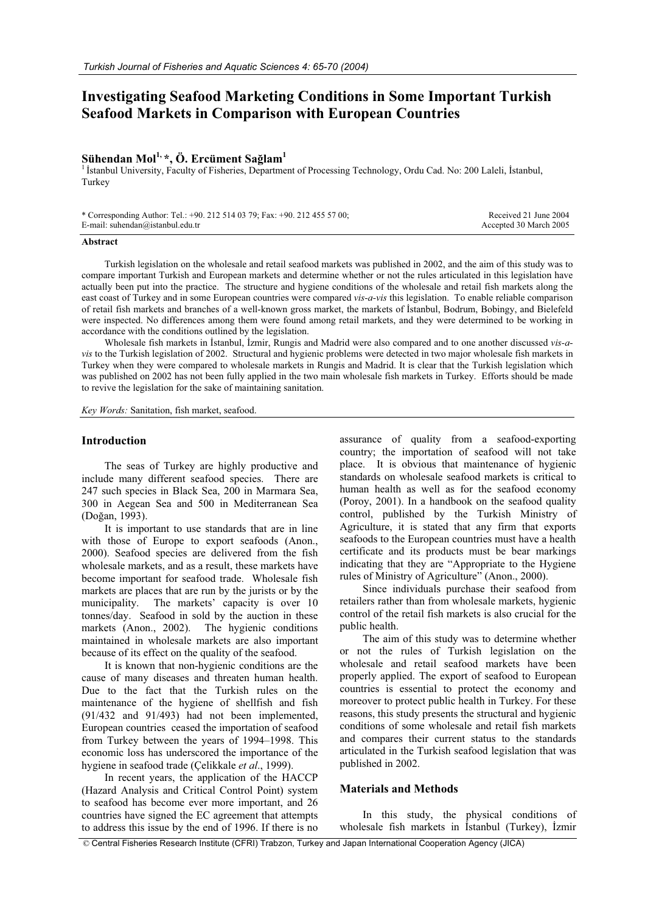# Investigating Seafood Marketing Conditions in Some Important Turkish Seafood Markets in Comparison with European Countries

**Sühendan Mol[1,] \*, Ö. Ercüment Sağlam[1]**

[1] İstanbul University, Faculty of Fisheries, Department of Processing Technology, Ordu Cad. No: 200 Laleli, İstanbul, Turkey

\* Corresponding Author: Tel.: +90. 212 514 03 79; Fax: +90. 212 455 57 00; E-mail: suhendan@istanbul.edu.tr

Received 21 June 2004
Accepted 30 March 2005

## Abstract

Turkish legislation on the wholesale and retail seafood markets was published in 2002, and the aim of this study was to compare important Turkish and European markets and determine whether or not the rules articulated in this legislation have actually been put into the practice. The structure and hygiene conditions of the wholesale and retail fish markets along the east coast of Turkey and in some European countries were compared *vis-a-vis* this legislation. To enable reliable comparison of retail fish markets and branches of a well-known gross market, the markets of İstanbul, Bodrum, Bobingy, and Bielefeld were inspected. No differences among them were found among retail markets, and they were determined to be working in accordance with the conditions outlined by the legislation.

Wholesale fish markets in İstanbul, İzmir, Rungis and Madrid were also compared and to one another discussed *vis-a-vis* to the Turkish legislation of 2002. Structural and hygienic problems were detected in two major wholesale fish markets in Turkey when they were compared to wholesale markets in Rungis and Madrid. It is clear that the Turkish legislation which was published on 2002 has not been fully applied in the two main wholesale fish markets in Turkey. Efforts should be made to revive the legislation for the sake of maintaining sanitation.

*Key Words:* Sanitation, fish market, seafood.

## Introduction

The seas of Turkey are highly productive and include many different seafood species. There are 247 such species in Black Sea, 200 in Marmara Sea, 300 in Aegean Sea and 500 in Mediterranean Sea (Doğan, 1993).

It is important to use standards that are in line with those of Europe to export seafoods (Anon., 2000). Seafood species are delivered from the fish wholesale markets, and as a result, these markets have become important for seafood trade. Wholesale fish markets are places that are run by the jurists or by the municipality. The markets' capacity is over 10 tonnes/day. Seafood in sold by the auction in these markets (Anon., 2002). The hygienic conditions maintained in wholesale markets are also important because of its effect on the quality of the seafood.

It is known that non-hygienic conditions are the cause of many diseases and threaten human health. Due to the fact that the Turkish rules on the maintenance of the hygiene of shellfish and fish (91/432 and 91/493) had not been implemented, European countries ceased the importation of seafood from Turkey between the years of 1994–1998. This economic loss has underscored the importance of the hygiene in seafood trade (Çelikkale *et al*., 1999).

In recent years, the application of the HACCP (Hazard Analysis and Critical Control Point) system to seafood has become ever more important, and 26 countries have signed the EC agreement that attempts to address this issue by the end of 1996. If there is no assurance of quality from a seafood-exporting country; the importation of seafood will not take place. It is obvious that maintenance of hygienic standards on wholesale seafood markets is critical to human health as well as for the seafood economy (Poroy, 2001). In a handbook on the seafood quality control, published by the Turkish Ministry of Agriculture, it is stated that any firm that exports seafoods to the European countries must have a health certificate and its products must be bear markings indicating that they are "Appropriate to the Hygiene rules of Ministry of Agriculture" (Anon., 2000).

Since individuals purchase their seafood from retailers rather than from wholesale markets, hygienic control of the retail fish markets is also crucial for the public health.

The aim of this study was to determine whether or not the rules of Turkish legislation on the wholesale and retail seafood markets have been properly applied. The export of seafood to European countries is essential to protect the economy and moreover to protect public health in Turkey. For these reasons, this study presents the structural and hygienic conditions of some wholesale and retail fish markets and compares their current status to the standards articulated in the Turkish seafood legislation that was published in 2002.

## Materials and Methods

In this study, the physical conditions of wholesale fish markets in İstanbul (Turkey), İzmir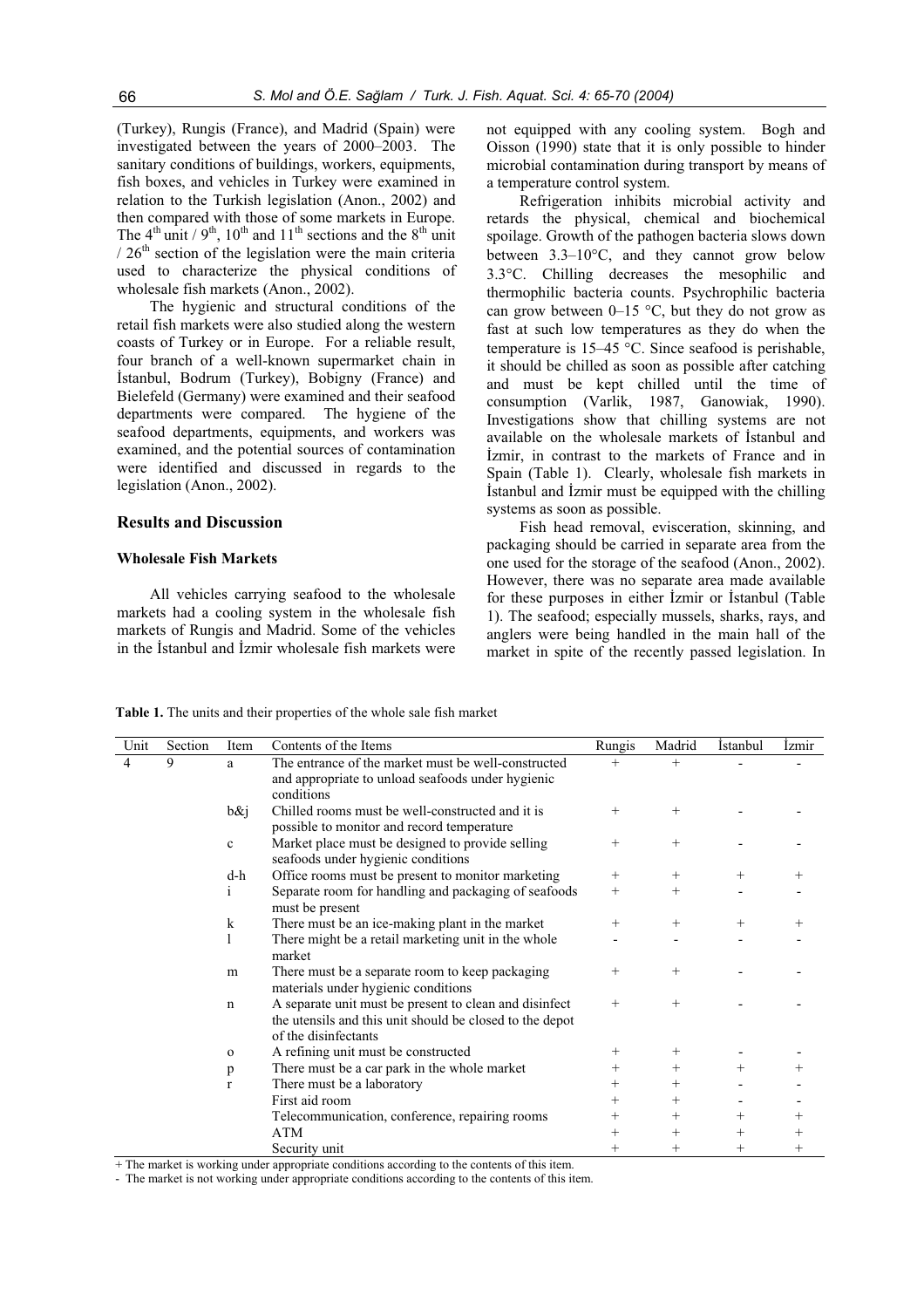(Turkey), Rungis (France), and Madrid (Spain) were investigated between the years of 2000–2003. The sanitary conditions of buildings, workers, equipments, fish boxes, and vehicles in Turkey were examined in relation to the Turkish legislation (Anon., 2002) and then compared with those of some markets in Europe. The 4th unit / 9th, 10th and 11th sections and the 8th unit / 26th section of the legislation were the main criteria used to characterize the physical conditions of wholesale fish markets (Anon., 2002).

The hygienic and structural conditions of the retail fish markets were also studied along the western coasts of Turkey or in Europe. For a reliable result, four branch of a well-known supermarket chain in İstanbul, Bodrum (Turkey), Bobigny (France) and Bielefeld (Germany) were examined and their seafood departments were compared. The hygiene of the seafood departments, equipments, and workers was examined, and the potential sources of contamination were identified and discussed in regards to the legislation (Anon., 2002).

## Results and Discussion

### Wholesale Fish Markets

All vehicles carrying seafood to the wholesale markets had a cooling system in the wholesale fish markets of Rungis and Madrid. Some of the vehicles in the İstanbul and İzmir wholesale fish markets were not equipped with any cooling system. Bogh and Oisson (1990) state that it is only possible to hinder microbial contamination during transport by means of a temperature control system.

Refrigeration inhibits microbial activity and retards the physical, chemical and biochemical spoilage. Growth of the pathogen bacteria slows down between 3.3–10°C, and they cannot grow below 3.3°C. Chilling decreases the mesophilic and thermophilic bacteria counts. Psychrophilic bacteria can grow between 0–15 °C, but they do not grow as fast at such low temperatures as they do when the temperature is 15–45 °C. Since seafood is perishable, it should be chilled as soon as possible after catching and must be kept chilled until the time of consumption (Varlik, 1987, Ganowiak, 1990). Investigations show that chilling systems are not available on the wholesale markets of İstanbul and İzmir, in contrast to the markets of France and in Spain (Table 1). Clearly, wholesale fish markets in İstanbul and İzmir must be equipped with the chilling systems as soon as possible.

Fish head removal, evisceration, skinning, and packaging should be carried in separate area from the one used for the storage of the seafood (Anon., 2002). However, there was no separate area made available for these purposes in either İzmir or İstanbul (Table 1). The seafood; especially mussels, sharks, rays, and anglers were being handled in the main hall of the market in spite of the recently passed legislation. In

**Table 1.** The units and their properties of the whole sale fish market

| Unit | Section | Item | Contents of the Items | Rungis | Madrid | İstanbul | İzmir |
|---|---|---|---|---|---|---|---|
| 4 | 9 | a | The entrance of the market must be well-constructed and appropriate to unload seafoods under hygienic conditions | + | + | - | - |
| | | b&j | Chilled rooms must be well-constructed and it is possible to monitor and record temperature | + | + | - | - |
| | | c | Market place must be designed to provide selling seafoods under hygienic conditions | + | + | - | - |
| | | d-h | Office rooms must be present to monitor marketing | + | + | + | + |
| | | i | Separate room for handling and packaging of seafoods must be present | + | + | - | - |
| | | k | There must be an ice-making plant in the market | + | + | + | + |
| | | l | There might be a retail marketing unit in the whole market | - | - | - | - |
| | | m | There must be a separate room to keep packaging materials under hygienic conditions | + | + | - | - |
| | | n | A separate unit must be present to clean and disinfect the utensils and this unit should be closed to the depot of the disinfectants | + | + | - | - |
| | | o | A refining unit must be constructed | + | + | - | - |
| | | p | There must be a car park in the whole market | + | + | + | + |
| | | r | There must be a laboratory | + | + | - | - |
| | | | First aid room | + | + | - | - |
| | | | Telecommunication, conference, repairing rooms | + | + | + | + |
| | | | ATM | + | + | + | + |
| | | | Security unit | + | + | + | + |

+ The market is working under appropriate conditions according to the contents of this item.
- The market is not working under appropriate conditions according to the contents of this item.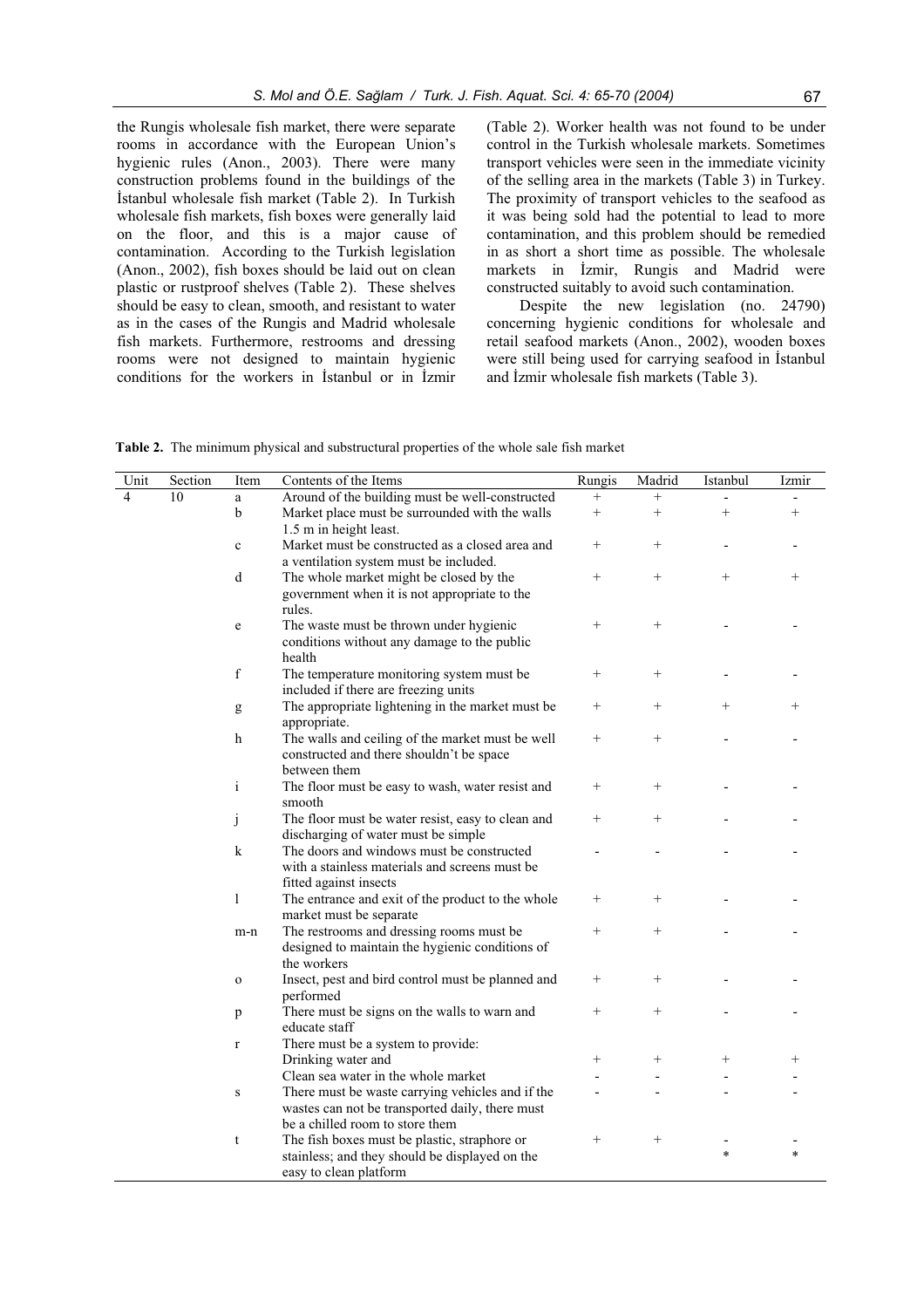the Rungis wholesale fish market, there were separate rooms in accordance with the European Union's hygienic rules (Anon., 2003). There were many construction problems found in the buildings of the İstanbul wholesale fish market (Table 2). In Turkish wholesale fish markets, fish boxes were generally laid on the floor, and this is a major cause of contamination. According to the Turkish legislation (Anon., 2002), fish boxes should be laid out on clean plastic or rustproof shelves (Table 2). These shelves should be easy to clean, smooth, and resistant to water as in the cases of the Rungis and Madrid wholesale fish markets. Furthermore, restrooms and dressing rooms were not designed to maintain hygienic conditions for the workers in İstanbul or in İzmir (Table 2). Worker health was not found to be under control in the Turkish wholesale markets. Sometimes transport vehicles were seen in the immediate vicinity of the selling area in the markets (Table 3) in Turkey. The proximity of transport vehicles to the seafood as it was being sold had the potential to lead to more contamination, and this problem should be remedied in as short a short time as possible. The wholesale markets in İzmir, Rungis and Madrid were constructed suitably to avoid such contamination.

Despite the new legislation (no. 24790) concerning hygienic conditions for wholesale and retail seafood markets (Anon., 2002), wooden boxes were still being used for carrying seafood in İstanbul and İzmir wholesale fish markets (Table 3).

**Table 2.** The minimum physical and substructural properties of the whole sale fish market

| Unit | Section | Item | Contents of the Items | Rungis | Madrid | Istanbul | Izmir |
|---|---|---|---|---|---|---|---|
| 4 | 10 | a | Around of the building must be well-constructed | + | + | - | - |
| | | b | Market place must be surrounded with the walls 1.5 m in height least. | + | + | + | + |
| | | c | Market must be constructed as a closed area and a ventilation system must be included. | + | + | - | - |
| | | d | The whole market might be closed by the government when it is not appropriate to the rules. | + | + | + | + |
| | | e | The waste must be thrown under hygienic conditions without any damage to the public health | + | + | - | - |
| | | f | The temperature monitoring system must be included if there are freezing units | + | + | - | - |
| | | g | The appropriate lightening in the market must be appropriate. | + | + | + | + |
| | | h | The walls and ceiling of the market must be well constructed and there shouldn't be space between them | + | + | - | - |
| | | i | The floor must be easy to wash, water resist and smooth | + | + | - | - |
| | | j | The floor must be water resist, easy to clean and discharging of water must be simple | + | + | - | - |
| | | k | The doors and windows must be constructed with a stainless materials and screens must be fitted against insects | - | - | - | - |
| | | l | The entrance and exit of the product to the whole market must be separate | + | + | - | - |
| | | m-n | The restrooms and dressing rooms must be designed to maintain the hygienic conditions of the workers | + | + | - | - |
| | | o | Insect, pest and bird control must be planned and performed | + | + | - | - |
| | | p | There must be signs on the walls to warn and educate staff | + | + | - | - |
| | | r | There must be a system to provide: | | | | |
| | | | Drinking water and | + | + | + | + |
| | | | Clean sea water in the whole market | - | - | - | - |
| | | s | There must be waste carrying vehicles and if the wastes can not be transported daily, there must be a chilled room to store them | - | - | - | - |
| | | t | The fish boxes must be plastic, straphore or stainless; and they should be displayed on the easy to clean platform | + | + | - * | - * |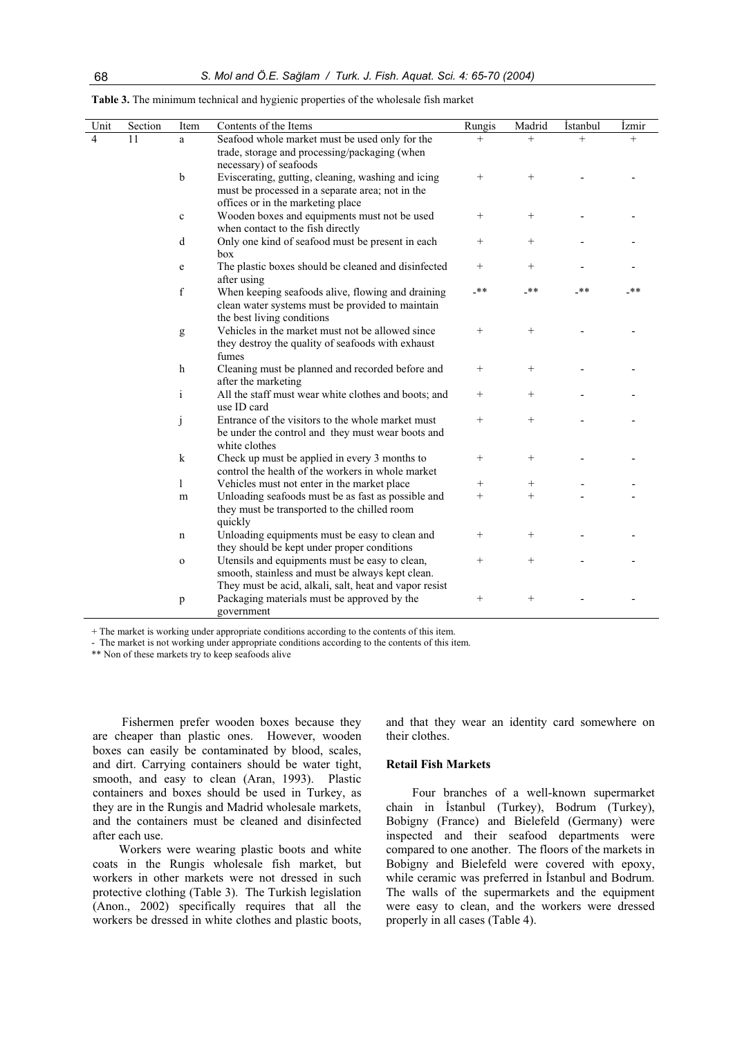**Table 3.** The minimum technical and hygienic properties of the wholesale fish market

| Unit | Section | Item | Contents of the Items | Rungis | Madrid | İstanbul | İzmir |
|---|---|---|---|---|---|---|---|
| 4 | 11 | a | Seafood whole market must be used only for the trade, storage and processing/packaging (when necessary) of seafoods | + | + | + | + |
| | | b | Eviscerating, gutting, cleaning, washing and icing must be processed in a separate area; not in the offices or in the marketing place | + | + | - | - |
| | | c | Wooden boxes and equipments must not be used when contact to the fish directly | + | + | - | - |
| | | d | Only one kind of seafood must be present in each box | + | + | - | - |
| | | e | The plastic boxes should be cleaned and disinfected after using | + | + | - | - |
| | | f | When keeping seafoods alive, flowing and draining clean water systems must be provided to maintain the best living conditions | -** | -** | -** | -** |
| | | g | Vehicles in the market must not be allowed since they destroy the quality of seafoods with exhaust fumes | + | + | - | - |
| | | h | Cleaning must be planned and recorded before and after the marketing | + | + | - | - |
| | | i | All the staff must wear white clothes and boots; and use ID card | + | + | - | - |
| | | j | Entrance of the visitors to the whole market must be under the control and they must wear boots and white clothes | + | + | - | - |
| | | k | Check up must be applied in every 3 months to control the health of the workers in whole market | + | + | - | - |
| | | l | Vehicles must not enter in the market place | + | + | - | - |
| | | m | Unloading seafoods must be as fast as possible and they must be transported to the chilled room quickly | + | + | - | - |
| | | n | Unloading equipments must be easy to clean and they should be kept under proper conditions | + | + | - | - |
| | | o | Utensils and equipments must be easy to clean, smooth, stainless and must be always kept clean. They must be acid, alkali, salt, heat and vapor resist | + | + | - | - |
| | | p | Packaging materials must be approved by the government | + | + | - | - |

+ The market is working under appropriate conditions according to the contents of this item.
- The market is not working under appropriate conditions according to the contents of this item.
** Non of these markets try to keep seafoods alive

Fishermen prefer wooden boxes because they are cheaper than plastic ones. However, wooden boxes can easily be contaminated by blood, scales, and dirt. Carrying containers should be water tight, smooth, and easy to clean (Aran, 1993). Plastic containers and boxes should be used in Turkey, as they are in the Rungis and Madrid wholesale markets, and the containers must be cleaned and disinfected after each use.

Workers were wearing plastic boots and white coats in the Rungis wholesale fish market, but workers in other markets were not dressed in such protective clothing (Table 3). The Turkish legislation (Anon., 2002) specifically requires that all the workers be dressed in white clothes and plastic boots, and that they wear an identity card somewhere on their clothes.

### Retail Fish Markets

Four branches of a well-known supermarket chain in İstanbul (Turkey), Bodrum (Turkey), Bobigny (France) and Bielefeld (Germany) were inspected and their seafood departments were compared to one another. The floors of the markets in Bobigny and Bielefeld were covered with epoxy, while ceramic was preferred in İstanbul and Bodrum. The walls of the supermarkets and the equipment were easy to clean, and the workers were dressed properly in all cases (Table 4).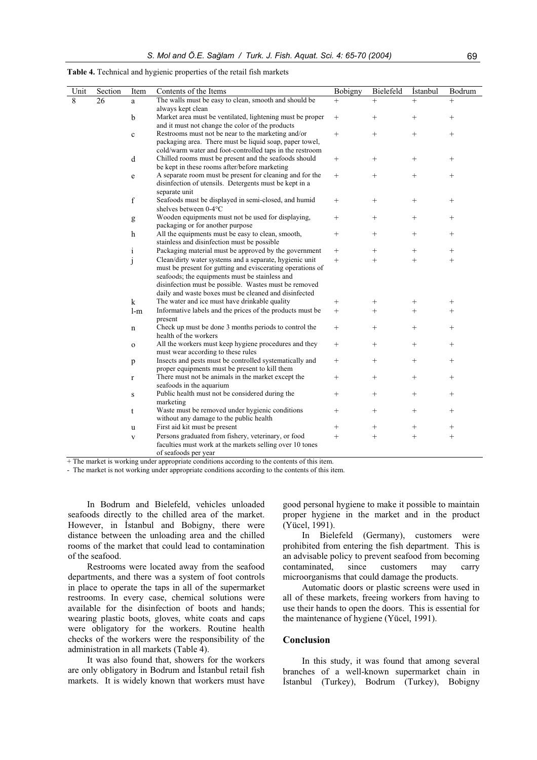**Table 4.** Technical and hygienic properties of the retail fish markets

| Unit | Section | Item | Contents of the Items | Bobigny | Bielefeld | İstanbul | Bodrum |
|---|---|---|---|---|---|---|---|
| 8 | 26 | a | The walls must be easy to clean, smooth and should be always kept clean | + | + | + | + |
| | | b | Market area must be ventilated, lightening must be proper and it must not change the color of the products | + | + | + | + |
| | | c | Restrooms must not be near to the marketing and/or packaging area. There must be liquid soap, paper towel, cold/warm water and foot-controlled taps in the restroom | + | + | + | + |
| | | d | Chilled rooms must be present and the seafoods should be kept in these rooms after/before marketing | + | + | + | + |
| | | e | A separate room must be present for cleaning and for the disinfection of utensils. Detergents must be kept in a separate unit | + | + | + | + |
| | | f | Seafoods must be displayed in semi-closed, and humid shelves between 0-4°C | + | + | + | + |
| | | g | Wooden equipments must not be used for displaying, packaging or for another purpose | + | + | + | + |
| | | h | All the equipments must be easy to clean, smooth, stainless and disinfection must be possible | + | + | + | + |
| | | i | Packaging material must be approved by the government | + | + | + | + |
| | | j | Clean/dirty water systems and a separate, hygienic unit must be present for gutting and eviscerating operations of seafoods; the equipments must be stainless and disinfection must be possible. Wastes must be removed daily and waste boxes must be cleaned and disinfected | + | + | + | + |
| | | k | The water and ice must have drinkable quality | + | + | + | + |
| | | l-m | Informative labels and the prices of the products must be present | + | + | + | + |
| | | n | Check up must be done 3 months periods to control the health of the workers | + | + | + | + |
| | | o | All the workers must keep hygiene procedures and they must wear according to these rules | + | + | + | + |
| | | p | Insects and pests must be controlled systematically and proper equipments must be present to kill them | + | + | + | + |
| | | r | There must not be animals in the market except the seafoods in the aquarium | + | + | + | + |
| | | s | Public health must not be considered during the marketing | + | + | + | + |
| | | t | Waste must be removed under hygienic conditions without any damage to the public health | + | + | + | + |
| | | u | First aid kit must be present | + | + | + | + |
| | | v | Persons graduated from fishery, veterinary, or food faculties must work at the markets selling over 10 tones of seafoods per year | + | + | + | + |

+ The market is working under appropriate conditions according to the contents of this item.
- The market is not working under appropriate conditions according to the contents of this item.

In Bodrum and Bielefeld, vehicles unloaded seafoods directly to the chilled area of the market. However, in İstanbul and Bobigny, there were distance between the unloading area and the chilled rooms of the market that could lead to contamination of the seafood.

Restrooms were located away from the seafood departments, and there was a system of foot controls in place to operate the taps in all of the supermarket restrooms. In every case, chemical solutions were available for the disinfection of boots and hands; wearing plastic boots, gloves, white coats and caps were obligatory for the workers. Routine health checks of the workers were the responsibility of the administration in all markets (Table 4).

It was also found that, showers for the workers are only obligatory in Bodrum and İstanbul retail fish markets. It is widely known that workers must have good personal hygiene to make it possible to maintain proper hygiene in the market and in the product (Yücel, 1991).

In Bielefeld (Germany), customers were prohibited from entering the fish department. This is an advisable policy to prevent seafood from becoming contaminated, since customers may carry microorganisms that could damage the products.

Automatic doors or plastic screens were used in all of these markets, freeing workers from having to use their hands to open the doors. This is essential for the maintenance of hygiene (Yücel, 1991).

## Conclusion

In this study, it was found that among several branches of a well-known supermarket chain in İstanbul (Turkey), Bodrum (Turkey), Bobigny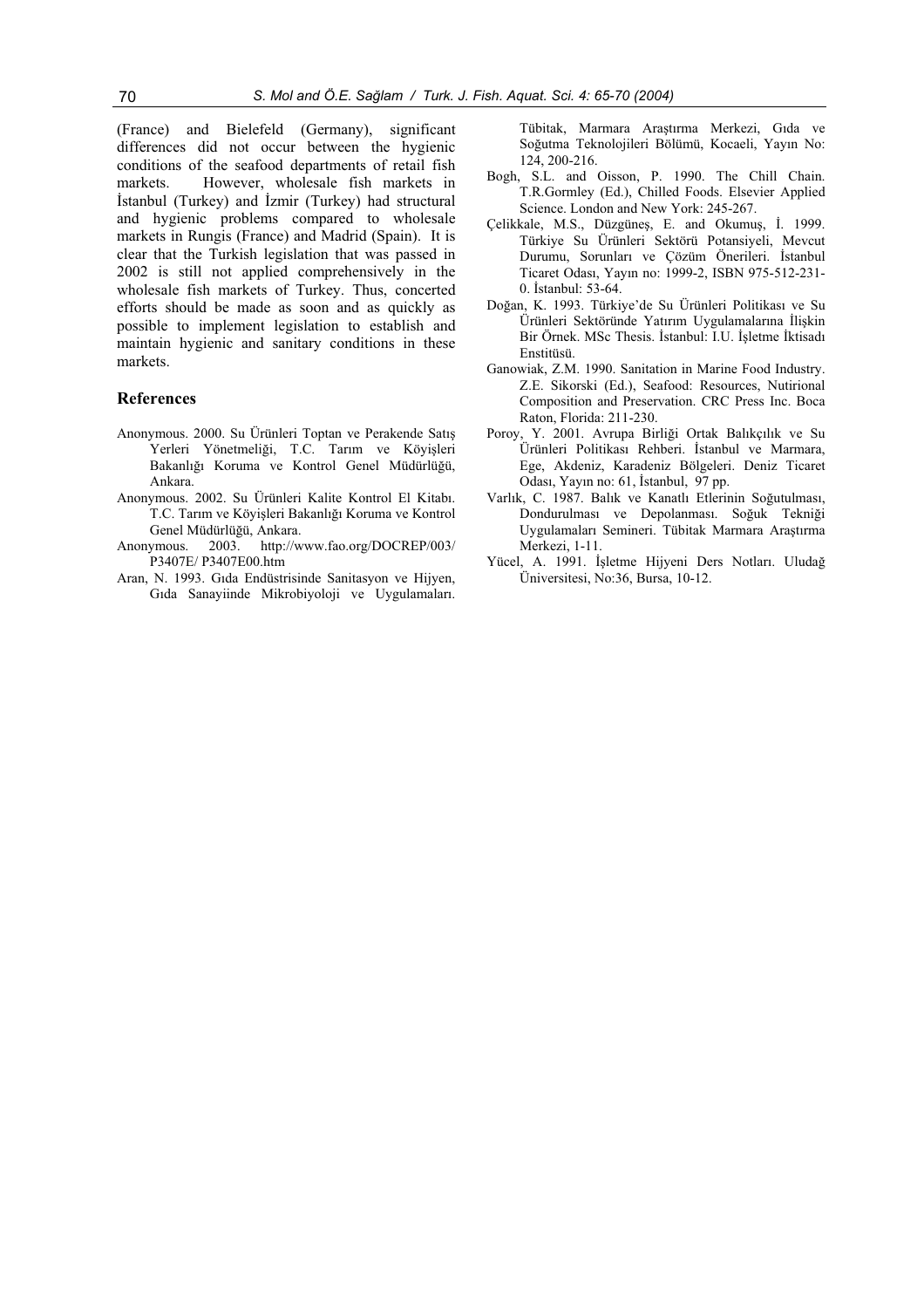(France) and Bielefeld (Germany), significant differences did not occur between the hygienic conditions of the seafood departments of retail fish markets. However, wholesale fish markets in İstanbul (Turkey) and İzmir (Turkey) had structural and hygienic problems compared to wholesale markets in Rungis (France) and Madrid (Spain). It is clear that the Turkish legislation that was passed in 2002 is still not applied comprehensively in the wholesale fish markets of Turkey. Thus, concerted efforts should be made as soon and as quickly as possible to implement legislation to establish and maintain hygienic and sanitary conditions in these markets.

## References

Anonymous. 2000. Su Ürünleri Toptan ve Perakende Satış Yerleri Yönetmeliği, T.C. Tarım ve Köyişleri Bakanlığı Koruma ve Kontrol Genel Müdürlüğü, Ankara.

Anonymous. 2002. Su Ürünleri Kalite Kontrol El Kitabı. T.C. Tarım ve Köyişleri Bakanlığı Koruma ve Kontrol Genel Müdürlüğü, Ankara.

Anonymous. 2003. http://www.fao.org/DOCREP/003/ P3407E/ P3407E00.htm

Aran, N. 1993. Gıda Endüstrisinde Sanitasyon ve Hijyen, Gıda Sanayiinde Mikrobiyoloji ve Uygulamaları. Tübitak, Marmara Araştırma Merkezi, Gıda ve Soğutma Teknolojileri Bölümü, Kocaeli, Yayın No: 124, 200-216.

Bogh, S.L. and Oisson, P. 1990. The Chill Chain. T.R.Gormley (Ed.), Chilled Foods. Elsevier Applied Science. London and New York: 245-267.

Çelikkale, M.S., Düzgüneş, E. and Okumuş, İ. 1999. Türkiye Su Ürünleri Sektörü Potansiyeli, Mevcut Durumu, Sorunları ve Çözüm Önerileri. İstanbul Ticaret Odası, Yayın no: 1999-2, ISBN 975-512-231-0. İstanbul: 53-64.

Doğan, K. 1993. Türkiye'de Su Ürünleri Politikası ve Su Ürünleri Sektöründe Yatırım Uygulamalarına İlişkin Bir Örnek. MSc Thesis. İstanbul: I.U. İşletme İktisadı Enstitüsü.

Ganowiak, Z.M. 1990. Sanitation in Marine Food Industry. Z.E. Sikorski (Ed.), Seafood: Resources, Nutirional Composition and Preservation. CRC Press Inc. Boca Raton, Florida: 211-230.

Poroy, Y. 2001. Avrupa Birliği Ortak Balıkçılık ve Su Ürünleri Politikası Rehberi. İstanbul ve Marmara, Ege, Akdeniz, Karadeniz Bölgeleri. Deniz Ticaret Odası, Yayın no: 61, İstanbul, 97 pp.

Varlık, C. 1987. Balık ve Kanatlı Etlerinin Soğutulması, Dondurulması ve Depolanması. Soğuk Tekniği Uygulamaları Semineri. Tübitak Marmara Araştırma Merkezi, 1-11.

Yücel, A. 1991. İşletme Hijyeni Ders Notları. Uludağ Üniversitesi, No:36, Bursa, 10-12.